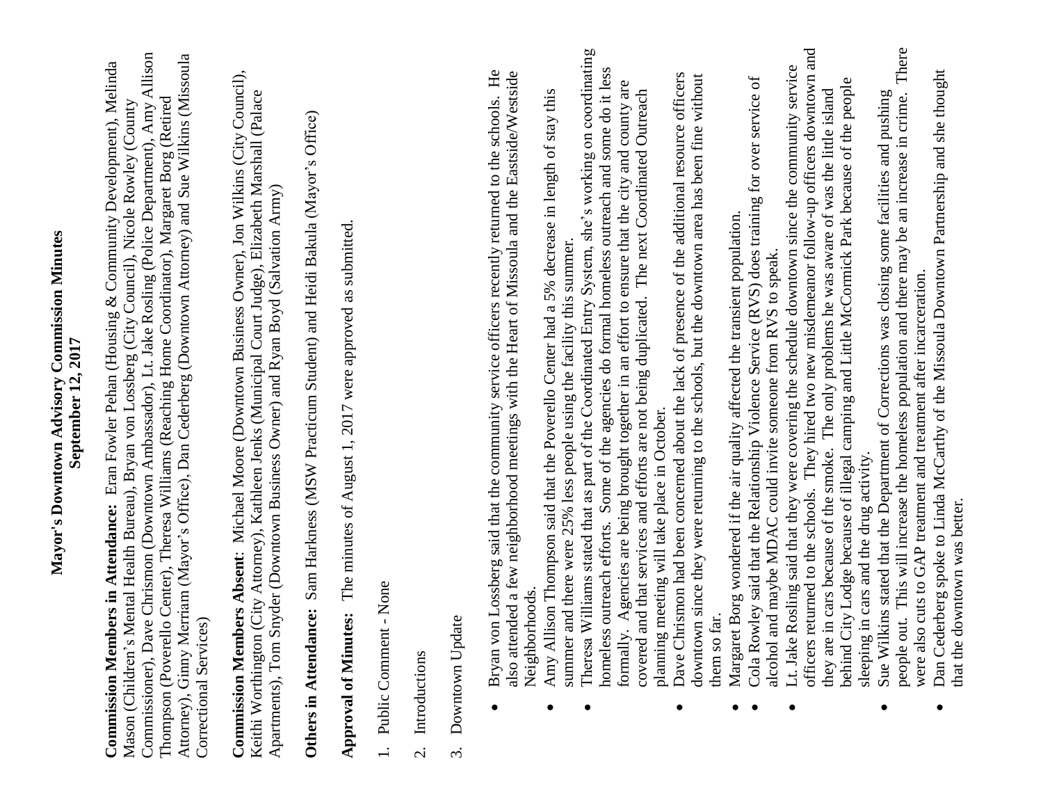**Mayor's Downtown Advisory Commission Minutes**
**September 12, 2017**

**Commission Members in Attendance:** Eran Fowler Pehan (Housing & Community Development), Melinda Mason (Children's Mental Health Bureau), Bryan von Lossberg (City Council), Nicole Rowley (County Commissioner), Dave Chrismon (Downtown Ambassador), Lt. Jake Rosling (Police Department), Amy Allison Thompson (Poverello Center), Theresa Williams (Reaching Home Coordinator), Margaret Borg (Retired Attorney), Ginny Merriam (Mayor's Office), Dan Cederberg (Downtown Attorney) and Sue Wilkins (Missoula Correctional Services)

**Commission Members Absent**: Michael Moore (Downtown Business Owner), Jon Wilkins (City Council), Keithi Worthington (City Attorney), Kathleen Jenks (Municipal Court Judge), Elizabeth Marshall (Palace Apartments), Tom Snyder (Downtown Business Owner) and Ryan Boyd (Salvation Army)

**Others in Attendance:** Sam Harkness (MSW Practicum Student) and Heidi Bakula (Mayor's Office)

**Approval of Minutes:** The minutes of August 1, 2017 were approved as submitted.

1. Public Comment - None

2. Introductions

3. Downtown Update

- Bryan von Lossberg said that the community service officers recently returned to the schools. He also attended a few neighborhood meetings with the Heart of Missoula and the Eastside/Westside Neighborhoods.
- Amy Allison Thompson said that the Poverello Center had a 5% decrease in length of stay this summer and there were 25% less people using the facility this summer.
- Theresa Williams stated that as part of the Coordinated Entry System, she's working on coordinating homeless outreach efforts. Some of the agencies do formal homeless outreach and some do it less formally. Agencies are being brought together in an effort to ensure that the city and county are covered and that services and efforts are not being duplicated. The next Coordinated Outreach planning meeting will take place in October.
- Dave Chrismon had been concerned about the lack of presence of the additional resource officers downtown since they were returning to the schools, but the downtown area has been fine without them so far.
- Margaret Borg wondered if the air quality affected the transient population.
- Cola Rowley said that the Relationship Violence Service (RVS) does training for over service of alcohol and maybe MDAC could invite someone from RVS to speak.
- Lt. Jake Rosling said that they were covering the schedule downtown since the community service officers returned to the schools. They hired two new misdemeanor follow-up officers downtown and they are in cars because of the smoke. The only problems he was aware of was the little island behind City Lodge because of illegal camping and Little McCormick Park because of the people sleeping in cars and the drug activity.
- Sue Wilkins stated that the Department of Corrections was closing some facilities and pushing people out. This will increase the homeless population and there may be an increase in crime. There were also cuts to GAP treatment and treatment after incarceration.
- Dan Cederberg spoke to Linda McCarthy of the Missoula Downtown Partnership and she thought that the downtown was better.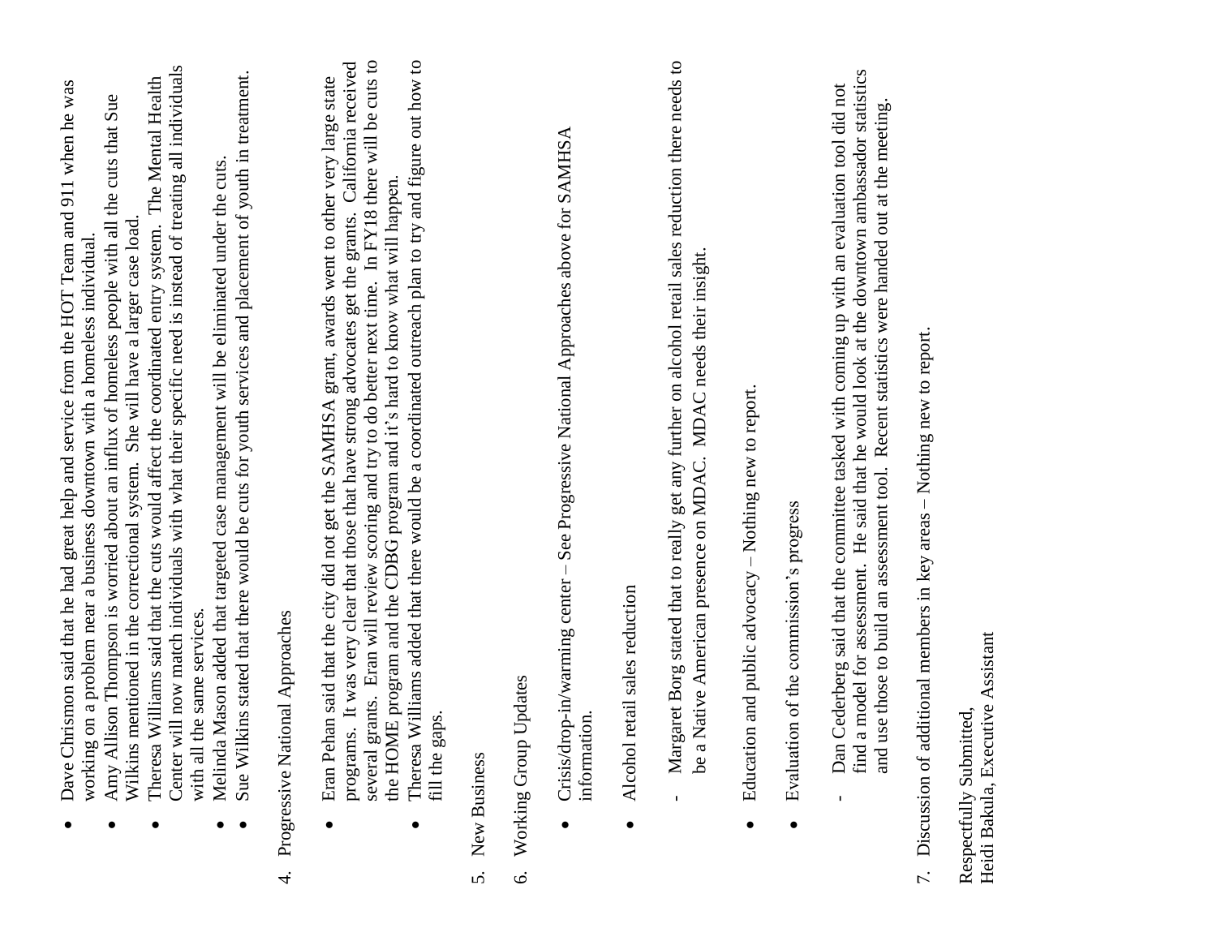- Dave Chrismon said that he had great help and service from the HOT Team and 911 when he was working on a problem near a business downtown with a homeless individual.
- Amy Allison Thompson is worried about an influx of homeless people with all the cuts that Sue Wilkins mentioned in the correctional system. She will have a larger case load.
- Theresa Williams said that the cuts would affect the coordinated entry system. The Mental Health Center will now match individuals with what their specific need is instead of treating all individuals with all the same services.
- Melinda Mason added that targeted case management will be eliminated under the cuts.
- Sue Wilkins stated that there would be cuts for youth services and placement of youth in treatment.

4. Progressive National Approaches

- Eran Pehan said that the city did not get the SAMHSA grant, awards went to other very large state programs. It was very clear that those that have strong advocates get the grants. California received several grants. Eran will review scoring and try to do better next time. In FY18 there will be cuts to the HOME program and the CDBG program and it's hard to know what will happen.
- Theresa Williams added that there would be a coordinated outreach plan to try and figure out how to fill the gaps.

5. New Business

6. Working Group Updates

- Crisis/drop-in/warming center – See Progressive National Approaches above for SAMHSA information.

- Alcohol retail sales reduction

  - Margaret Borg stated that to really get any further on alcohol retail sales reduction there needs to be a Native American presence on MDAC. MDAC needs their insight.

- Education and public advocacy – Nothing new to report.

- Evaluation of the commission's progress

  - Dan Cederberg said that the committee tasked with coming up with an evaluation tool did not find a model for assessment. He said that he would look at the downtown ambassador statistics and use those to build an assessment tool. Recent statistics were handed out at the meeting.

7. Discussion of additional members in key areas – Nothing new to report.

Respectfully Submitted,
Heidi Bakula, Executive Assistant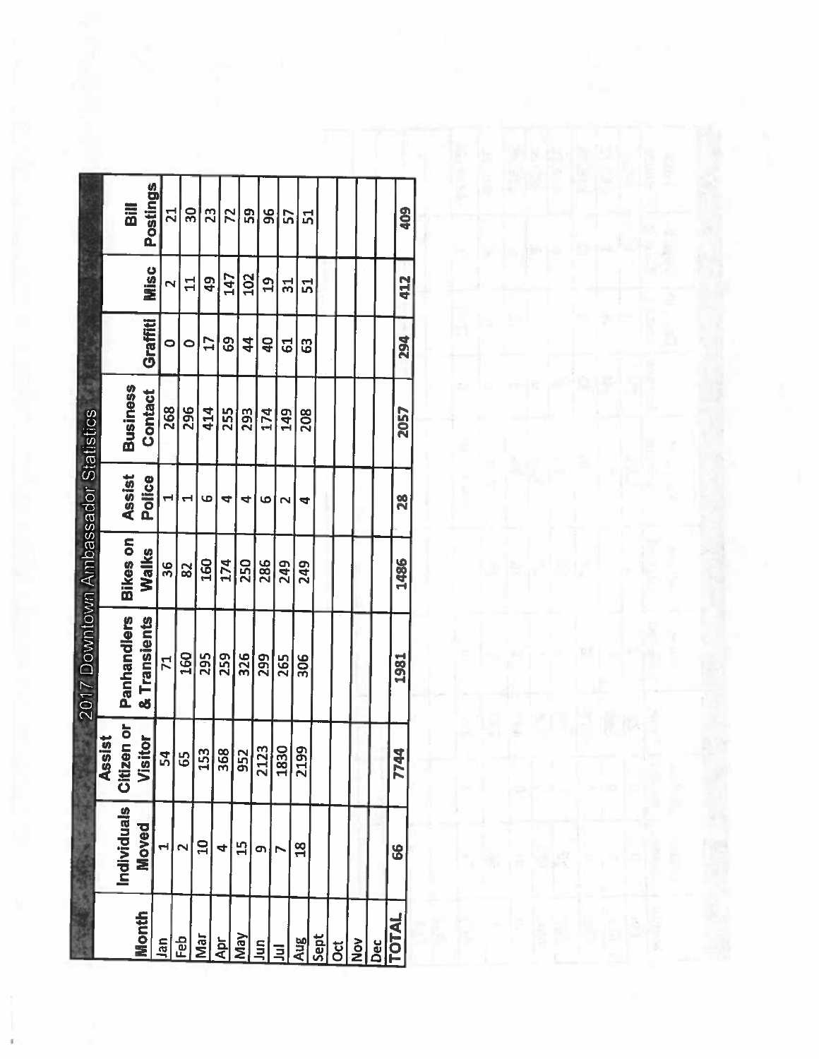# 2017 Downtown Ambassador Statistics

| Month | Individuals Moved | Assist Citizen or Visitor | Panhandlers & Transients | Bikes on Walks | Assist Police | Business Contact | Graffiti | Misc | Bill Postings |
|---|---|---|---|---|---|---|---|---|---|
| Jan | 1 | 54 | 71 | 36 | 1 | 268 | 0 | 2 | 21 |
| Feb | 2 | 65 | 160 | 82 | 1 | 296 | 0 | 11 | 30 |
| Mar | 10 | 153 | 295 | 160 | 6 | 414 | 17 | 49 | 23 |
| Apr | 4 | 368 | 259 | 174 | 4 | 255 | 69 | 147 | 72 |
| May | 15 | 952 | 326 | 250 | 4 | 293 | 44 | 102 | 59 |
| Jun | 9 | 2123 | 299 | 286 | 6 | 174 | 40 | 19 | 96 |
| Jul | 7 | 1830 | 265 | 249 | 2 | 149 | 61 | 31 | 57 |
| Aug | 18 | 2199 | 306 | 249 | 4 | 208 | 63 | 51 | 51 |
| Sept | | | | | | | | | |
| Oct | | | | | | | | | |
| Nov | | | | | | | | | |
| Dec | | | | | | | | | |
| TOTAL | 66 | 7744 | 1981 | 1486 | 28 | 2057 | 294 | 412 | 409 |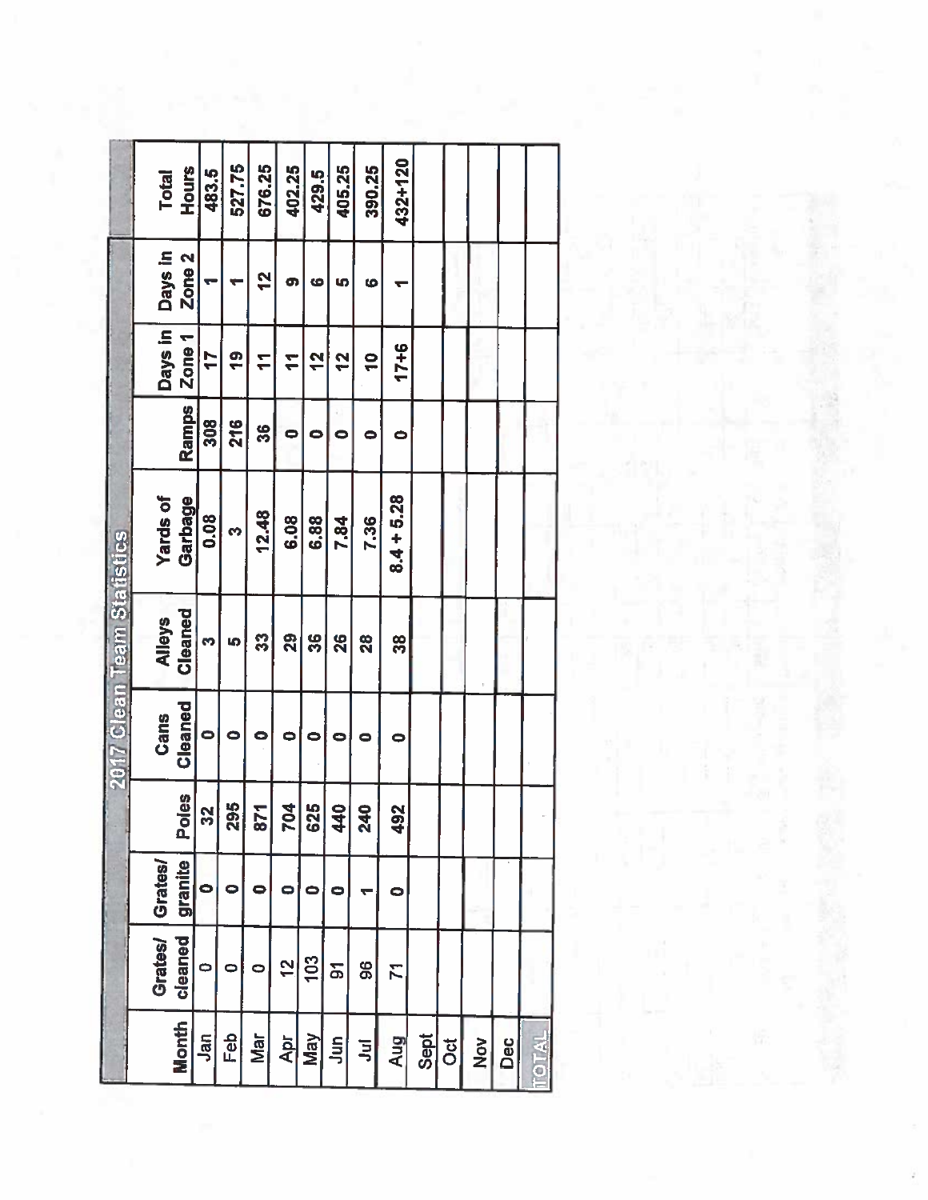## 2017 Clean Team Statistics

| Month | Grates/ cleaned | Grates/ granite | Poles | Cans Cleaned | Alleys Cleaned | Yards of Garbage | Ramps | Days in Zone 1 | Days in Zone 2 | Total Hours |
|---|---|---|---|---|---|---|---|---|---|---|
| Jan | 0 | 0 | 32 | 0 | 3 | 0.08 | 308 | 17 | 1 | 483.5 |
| Feb | 0 | 0 | 295 | 0 | 5 | 3 | 216 | 19 | 1 | 527.75 |
| Mar | 0 | 0 | 871 | 0 | 33 | 12.48 | 36 | 11 | 12 | 676.25 |
| Apr | 12 | 0 | 704 | 0 | 29 | 6.08 | 0 | 11 | 9 | 402.25 |
| May | 103 | 0 | 625 | 0 | 36 | 6.88 | 0 | 12 | 6 | 429.5 |
| Jun | 91 | 0 | 440 | 0 | 26 | 7.84 | 0 | 12 | 5 | 405.25 |
| Jul | 96 | 1 | 240 | 0 | 28 | 7.36 | 0 | 10 | 6 | 390.25 |
| Aug | 71 | 0 | 492 | 0 | 38 | 8.4 + 5.28 | 0 | 17+6 | 1 | 432+120 |
| Sept | | | | | | | | | | |
| Oct | | | | | | | | | | |
| Nov | | | | | | | | | | |
| Dec | | | | | | | | | | |
| TOTAL | | | | | | | | | | |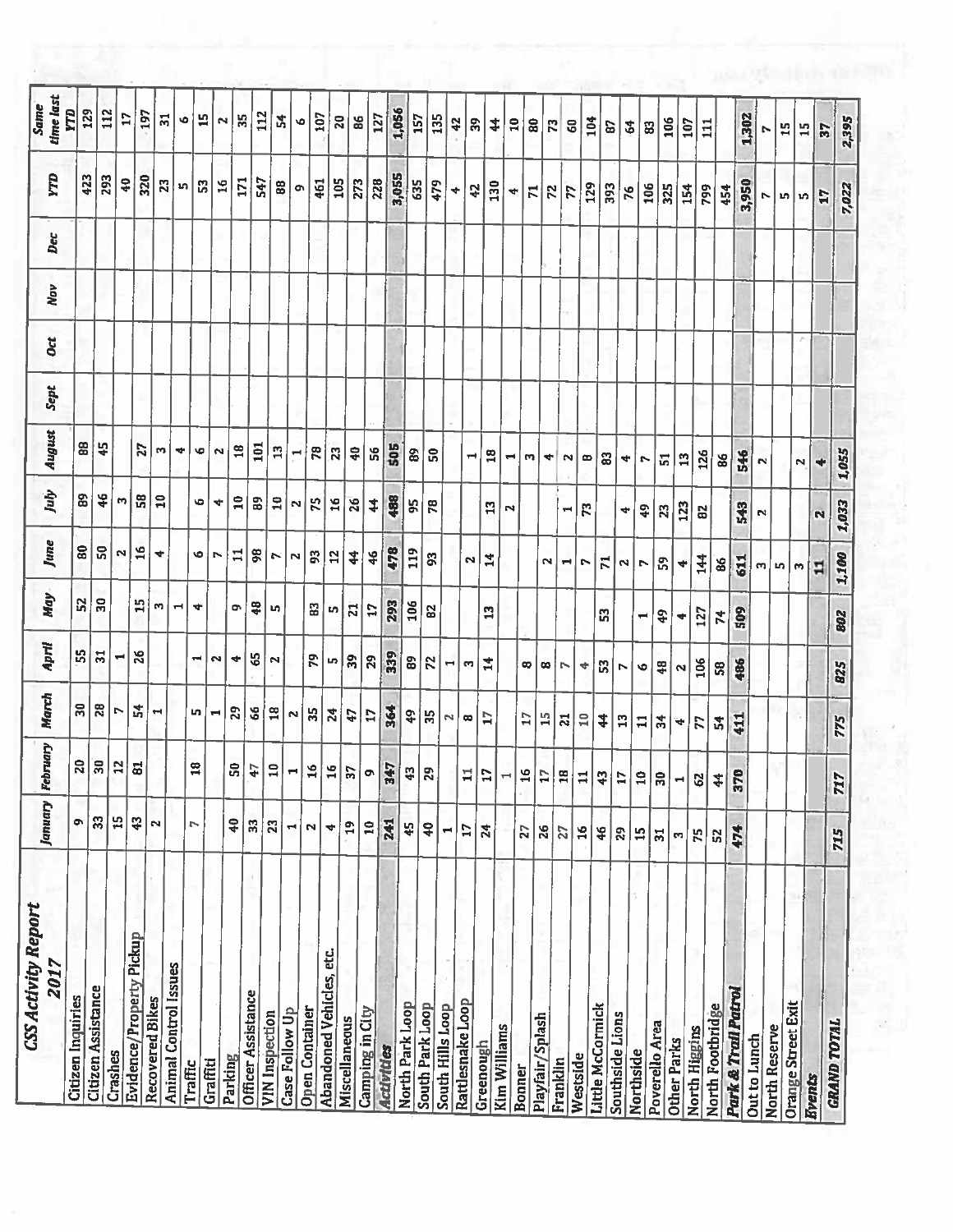# CSS Activity Report 2017

| | January | February | March | April | May | June | July | August | Sept | Oct | Nov | Dec | YTD | Same time last YTD |
|---|---|---|---|---|---|---|---|---|---|---|---|---|---|---|
| Citizen Inquiries | 9 | 20 | 30 | 55 | 52 | 80 | 89 | 88 | | | | | 423 | 129 |
| Citizen Assistance | 33 | 30 | 28 | 31 | 30 | 50 | 46 | 45 | | | | | 293 | 112 |
| Crashes | 15 | 12 | 7 | 1 | | 2 | 3 | | | | | | 40 | 17 |
| Evidence/Property Pickup | 43 | 81 | 54 | 26 | 15 | 16 | 58 | 27 | | | | | 320 | 197 |
| Recovered Bikes | 2 | | 1 | | 3 | 4 | 10 | 3 | | | | | 23 | 31 |
| Animal Control Issues | | | | | 1 | | | 4 | | | | | 5 | 6 |
| Traffic | 7 | 18 | 5 | 1 | 4 | 6 | 6 | 6 | | | | | 53 | 15 |
| Graffiti | | | 1 | 2 | | 7 | 4 | 2 | | | | | 16 | 2 |
| Parking | 40 | 50 | 29 | 4 | 9 | 11 | 10 | 18 | | | | | 171 | 35 |
| Officer Assistance | 33 | 47 | 66 | 65 | 48 | 98 | 89 | 101 | | | | | 547 | 112 |
| VIN Inspection | 23 | 10 | 18 | 2 | 5 | 7 | 10 | 13 | | | | | 88 | 54 |
| Case Follow Up | 1 | 1 | 2 | | | 2 | 2 | 1 | | | | | 9 | 6 |
| Open Container | 2 | 16 | 35 | 79 | 83 | 93 | 75 | 78 | | | | | 461 | 107 |
| Abandoned Vehicles, etc. | 4 | 16 | 24 | 5 | 5 | 12 | 16 | 23 | | | | | 105 | 20 |
| Miscellaneous | 19 | 37 | 47 | 39 | 21 | 44 | 26 | 40 | | | | | 273 | 86 |
| Camping in City | 10 | 9 | 17 | 29 | 17 | 46 | 44 | 56 | | | | | 228 | 127 |
| **Activities** | **241** | **347** | **364** | **339** | **293** | **478** | **488** | **505** | | | | | **3,055** | **1,056** |
| North Park Loop | 45 | 43 | 49 | 89 | 106 | 119 | 95 | 89 | | | | | 635 | 157 |
| South Park Loop | 40 | 29 | 35 | 72 | 82 | 93 | 78 | 50 | | | | | 479 | 135 |
| South Hills Loop | 1 | | 2 | 1 | | | | | | | | | 4 | 42 |
| Rattlesnake Loop | 17 | 11 | 8 | 3 | | 2 | | 1 | | | | | 42 | 39 |
| Greenough | 24 | 17 | 17 | 14 | 13 | 14 | 13 | 18 | | | | | 130 | 44 |
| Kim Williams | | 1 | | | | | 2 | 1 | | | | | 4 | 10 |
| Bonner | 27 | 16 | 17 | 8 | | | | 3 | | | | | 71 | 80 |
| Playfair/Splash | 26 | 17 | 15 | 8 | | 2 | | 4 | | | | | 72 | 73 |
| Franklin | 27 | 18 | 21 | 7 | | 1 | 1 | 2 | | | | | 77 | 60 |
| Westside | 16 | 11 | 10 | 4 | | 7 | 73 | 8 | | | | | 129 | 104 |
| Little McCormick | 46 | 43 | 44 | 53 | 53 | 71 | | 83 | | | | | 393 | 87 |
| Southside Lions | 29 | 17 | 13 | 7 | | 2 | 4 | 4 | | | | | 76 | 64 |
| Northside | 15 | 10 | 11 | 6 | 1 | 7 | 49 | 7 | | | | | 106 | 83 |
| Poverello Area | 31 | 30 | 34 | 48 | 49 | 59 | 23 | 51 | | | | | 325 | 106 |
| Other Parks | 3 | 1 | 4 | 2 | 4 | 4 | 123 | 13 | | | | | 154 | 107 |
| North Higgins | 75 | 62 | 77 | 106 | 127 | 144 | 82 | 126 | | | | | 799 | 111 |
| North Footbridge | 52 | 44 | 54 | 58 | 74 | 86 | | 86 | | | | | 454 | |
| **Park & Trail Patrol** | **474** | **370** | **411** | **486** | **509** | **611** | **543** | **546** | | | | | **3,950** | **1,302** |
| Out to Lunch | | | | | | 3 | 2 | 2 | | | | | 7 | 7 |
| North Reserve | | | | | | 5 | | | | | | | 5 | 15 |
| Orange Street Exit | | | | | | 3 | | 2 | | | | | 5 | 15 |
| **Events** | | | | | | **11** | **2** | **4** | | | | | **17** | **37** |
| **GRAND TOTAL** | **715** | **717** | **775** | **825** | **802** | **1,100** | **1,033** | **1,055** | | | | | **7,022** | **2,395** |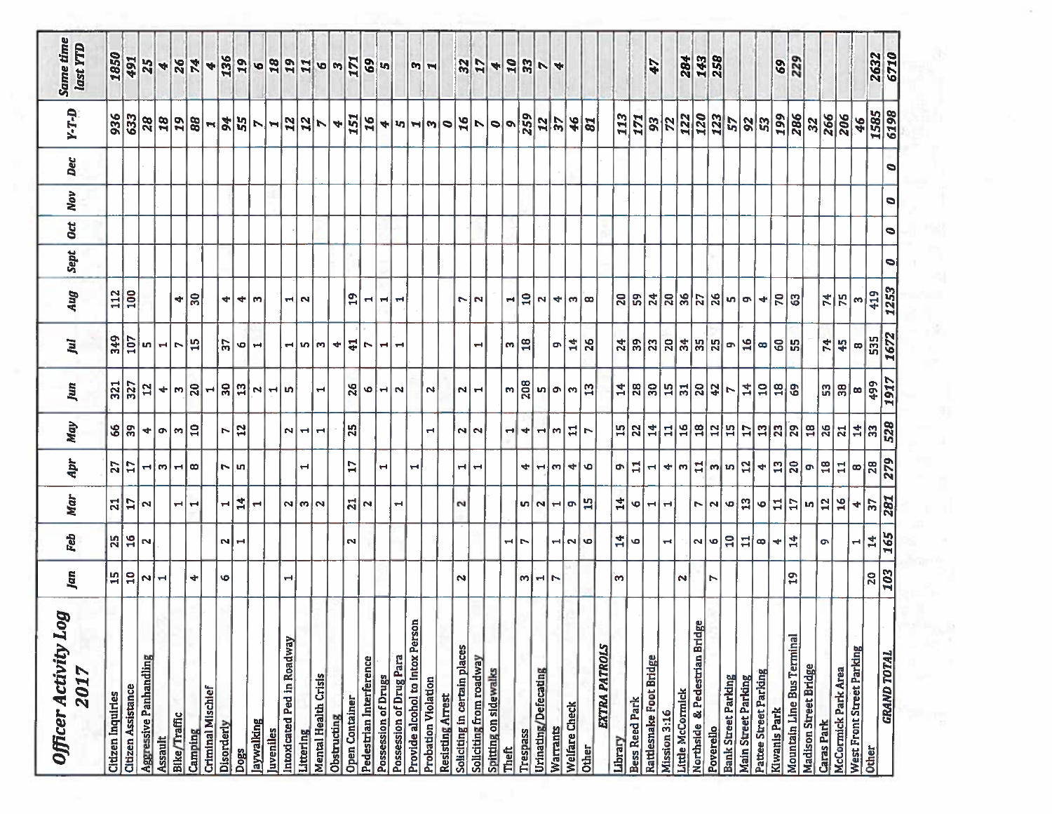# Officer Activity Log 2017

| | Jan | Feb | Mar | Apr | May | Jun | Jul | Aug | Sept | Oct | Nov | Dec | Y-T-D | Same time last YTD |
|---|---|---|---|---|---|---|---|---|---|---|---|---|---|---|
| Citizen Inquiries | 15 | 25 | 21 | 27 | 66 | 321 | 349 | 112 | | | | | 936 | 1850 |
| Citizen Assistance | 10 | 16 | 17 | 17 | 39 | 327 | 107 | 100 | | | | | 633 | 491 |
| Aggressive Panhandling | 2 | 2 | 2 | 1 | 4 | 12 | 5 | | | | | | 28 | 25 |
| Assault | 1 | | | 3 | 9 | 4 | 1 | | | | | | 18 | 4 |
| Bike/Traffic | | | 1 | 1 | 3 | 3 | 7 | 4 | | | | | 19 | 26 |
| Camping | 4 | | 1 | 8 | 10 | 20 | 15 | 30 | | | | | 88 | 74 |
| Criminal Mischief | | | | | | 1 | | | | | | | 1 | 4 |
| Disorderly | 6 | 2 | 1 | 7 | 7 | 30 | 37 | 4 | | | | | 94 | 136 |
| Dogs | | 1 | 14 | 5 | 12 | 13 | 6 | 4 | | | | | 55 | 19 |
| Jaywalking | | | 1 | | | 2 | 1 | 3 | | | | | 7 | 6 |
| Juveniles | | | | | | 1 | | | | | | | 1 | 18 |
| Intoxicated Ped in Roadway | 1 | | 2 | | 2 | 5 | 1 | 1 | | | | | 12 | 19 |
| Littering | | | 3 | 1 | 1 | | 5 | 2 | | | | | 12 | 11 |
| Mental Health Crisis | | | 2 | | 1 | 1 | 3 | | | | | | 7 | 6 |
| Obstructing | | | | | | | 4 | | | | | | 4 | 3 |
| Open Container | | 2 | 21 | 17 | 25 | 26 | 41 | 19 | | | | | 151 | 171 |
| Pedestrian Interference | | | 2 | | | 6 | 7 | 1 | | | | | 16 | 69 |
| Possession of Drugs | | | | 1 | | 1 | 1 | 1 | | | | | 4 | 5 |
| Possession of Drug Para | | | 1 | | | 2 | 1 | 1 | | | | | 5 | |
| Provide alcohol to Intox Person | | | | 1 | | | | | | | | | 1 | 3 |
| Probation Violation | | | | | 1 | 2 | | | | | | | 3 | 1 |
| Resisting Arrest | | | | | | | | | | | | | 0 | |
| Soliciting in certain places | 2 | | 2 | 1 | 2 | 2 | | 7 | | | | | 16 | 32 |
| Soliciting from roadway | | | | 1 | 2 | 1 | 1 | 2 | | | | | 7 | 17 |
| Spitting on sidewalks | | | | | | | | | | | | | 0 | 4 |
| Theft | | 1 | | | 1 | 3 | 3 | 1 | | | | | 9 | 10 |
| Trespass | 3 | 7 | 5 | 4 | 4 | 208 | 18 | 10 | | | | | 259 | 33 |
| Urinating/Defecating | 1 | | 2 | 1 | 1 | 5 | | 2 | | | | | 12 | 7 |
| Warrants | 7 | 1 | 1 | 3 | 3 | 9 | 9 | 4 | | | | | 37 | 4 |
| Welfare Check | | 2 | 9 | 4 | 11 | 3 | 14 | 3 | | | | | 46 | |
| Other | | 6 | 15 | 6 | 7 | 13 | 26 | 8 | | | | | 81 | |
| ***EXTRA PATROLS*** | | | | | | | | | | | | | | |
| Library | 3 | 14 | 14 | 9 | 15 | 14 | 24 | 20 | | | | | 113 | |
| Bess Reed Park | | 6 | 6 | 11 | 22 | 28 | 39 | 59 | | | | | 171 | |
| Rattlesnake Foot Bridge | | | 1 | 1 | 14 | 30 | 23 | 24 | | | | | 93 | 47 |
| Mission 3:16 | | 1 | 1 | 4 | 11 | 15 | 20 | 20 | | | | | 72 | |
| Little McCormick | 2 | | | 3 | 16 | 31 | 34 | 36 | | | | | 122 | 284 |
| Northside & Pedestrian Bridge | | 2 | 7 | 11 | 18 | 20 | 35 | 27 | | | | | 120 | 143 |
| Poverello | 7 | 6 | 2 | 3 | 12 | 42 | 25 | 26 | | | | | 123 | 258 |
| Bank Street Parking | | 10 | 6 | 5 | 15 | 7 | 9 | 5 | | | | | 57 | |
| Main Street Parking | | 11 | 13 | 12 | 17 | 14 | 16 | 9 | | | | | 92 | |
| Pattee Street Parking | | 8 | 6 | 4 | 13 | 10 | 8 | 4 | | | | | 53 | |
| Kiwanis Park | | 4 | 11 | 13 | 23 | 18 | 60 | 70 | | | | | 199 | 69 |
| Mountain Line Bus Terminal | 19 | 14 | 17 | 20 | 29 | 69 | 55 | 63 | | | | | 286 | 229 |
| Madison Street Bridge | | | 5 | 9 | 18 | | | | | | | | 32 | |
| Caras Park | | 9 | 12 | 18 | 26 | 53 | 74 | 74 | | | | | 266 | |
| McCormick Park Area | | | 16 | 11 | 21 | 38 | 45 | 75 | | | | | 206 | |
| West Front Street Parking | | 1 | 4 | 8 | 14 | 8 | 8 | 3 | | | | | 46 | |
| Other | 20 | 14 | 37 | 28 | 33 | 499 | 535 | 419 | | | | | 1585 | 2632 |
| ***GRAND TOTAL*** | 103 | 165 | 281 | 279 | 528 | 1917 | 1672 | 1253 | 0 | 0 | 0 | 0 | 6198 | 6710 |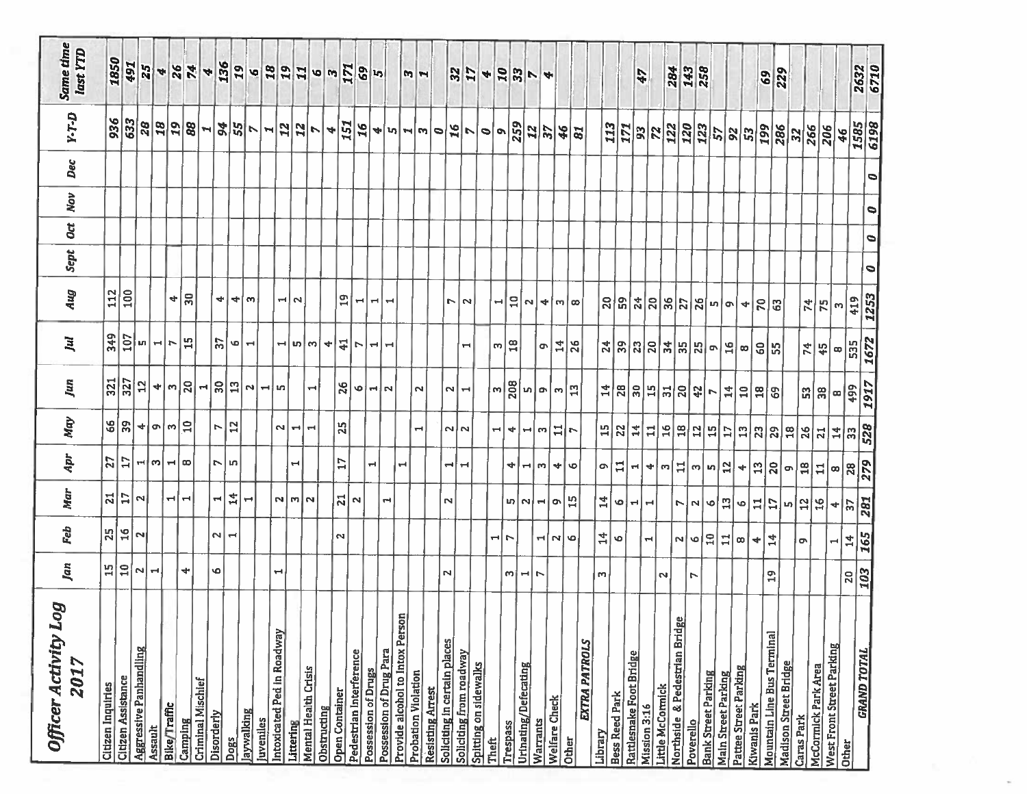# Officer Activity Log 2017

| | Jan | Feb | Mar | Apr | May | Jun | Jul | Aug | Sept | Oct | Nov | Dec | Y-T-D | Same time last YTD |
|---|---|---|---|---|---|---|---|---|---|---|---|---|---|---|
| Citizen Inquiries | 15 | 25 | 21 | 27 | 66 | 321 | 349 | 112 | | | | | 936 | 1850 |
| Citizen Assistance | 10 | 16 | 17 | 17 | 39 | 327 | 107 | 100 | | | | | 633 | 491 |
| Aggressive Panhandling | 2 | 2 | 2 | 1 | 4 | 12 | 5 | | | | | | 28 | 25 |
| Assault | 1 | | | 3 | 9 | 4 | 1 | | | | | | 18 | 4 |
| Bike/Traffic | | | 1 | 1 | 3 | 3 | 7 | 4 | | | | | 19 | 26 |
| Camping | 4 | | 1 | 8 | 10 | 20 | 15 | 30 | | | | | 88 | 74 |
| Criminal Mischief | | | | | | 1 | | | | | | | 1 | 4 |
| Disorderly | 6 | 2 | 1 | 7 | 7 | 30 | 37 | 4 | | | | | 94 | 136 |
| Dogs | | 1 | 14 | 5 | 12 | 13 | 6 | 4 | | | | | 55 | 19 |
| Jaywalking | | | 1 | | | 2 | 1 | 3 | | | | | 7 | 6 |
| Juveniles | | | | | | 1 | | | | | | | 1 | 18 |
| Intoxicated Ped in Roadway | 1 | | 2 | | 2 | 5 | 1 | 1 | | | | | 12 | 19 |
| Littering | | | 3 | 1 | 1 | | 5 | 2 | | | | | 12 | 11 |
| Mental Health Crisis | | | 2 | | 1 | 1 | 3 | | | | | | 7 | 6 |
| Obstructing | | | | | | | 4 | | | | | | 4 | 3 |
| Open Container | | 2 | 21 | 17 | 25 | 26 | 41 | 19 | | | | | 151 | 171 |
| Pedestrian Interference | | | 2 | | | 6 | 7 | 1 | | | | | 16 | 69 |
| Possession of Drugs | | | | 1 | | 1 | 1 | 1 | | | | | 4 | 5 |
| Possession of Drug Para | | | 1 | | | 2 | 1 | 1 | | | | | 5 | |
| Provide alcohol to Intox Person | | | | 1 | | | | | | | | | 1 | |
| Probation Violation | | | | | 1 | 2 | | | | | | | 3 | 3 |
| Resisting Arrest | | | | | | | | | | | | | 0 | 1 |
| Soliciting in certain places | 2 | | 2 | 1 | 2 | 2 | | 7 | | | | | 16 | 32 |
| Soliciting from roadway | | | | 1 | 2 | 1 | 1 | 2 | | | | | 7 | 17 |
| Spitting on sidewalks | | | | | | | | | | | | | 0 | 4 |
| Theft | | 1 | | | 1 | 3 | 3 | 1 | | | | | 9 | 10 |
| Trespass | 3 | 7 | 5 | 4 | 4 | 208 | 18 | 10 | | | | | 259 | 33 |
| Urinating/Defecating | 1 | | 2 | 1 | 1 | 5 | | 2 | | | | | 12 | 7 |
| Warrants | 7 | 1 | 1 | 3 | 3 | 9 | 9 | 4 | | | | | 37 | 4 |
| Welfare Check | | 2 | 9 | 4 | 11 | 3 | 14 | 3 | | | | | 46 | |
| Other | | 6 | 15 | 6 | 7 | 13 | 26 | 8 | | | | | 81 | |
| ***EXTRA PATROLS*** | | | | | | | | | | | | | | |
| Library | 3 | 14 | 14 | 9 | 15 | 14 | 24 | 20 | | | | | 113 | |
| Bess Reed Park | | 6 | 6 | 11 | 22 | 28 | 39 | 59 | | | | | 171 | |
| Rattlesnake Foot Bridge | | | 1 | 1 | 14 | 30 | 23 | 24 | | | | | 93 | 47 |
| Mission 3:16 | | 1 | 1 | 4 | 11 | 15 | 20 | 20 | | | | | 72 | |
| Little McCormick | 2 | | | 3 | 16 | 31 | 34 | 36 | | | | | 122 | 284 |
| Northside & Pedestrian Bridge | | 2 | 7 | 11 | 18 | 20 | 35 | 27 | | | | | 120 | 143 |
| Poverello | 7 | 6 | 2 | 3 | 12 | 42 | 25 | 26 | | | | | 123 | 258 |
| Bank Street Parking | | 10 | 6 | 5 | 15 | 7 | 9 | 5 | | | | | 57 | |
| Main Street Parking | | 11 | 13 | 12 | 17 | 14 | 16 | 9 | | | | | 92 | |
| Pattee Street Parking | | 8 | 6 | 4 | 13 | 10 | 8 | 4 | | | | | 53 | |
| Kiwanis Park | | 4 | 11 | 13 | 23 | 18 | 60 | 70 | | | | | 199 | 69 |
| Mountain Line Bus Terminal | 19 | 14 | 17 | 20 | 29 | 69 | 55 | 63 | | | | | 286 | 229 |
| Madison Street Bridge | | | 5 | 9 | 18 | | | | | | | | 32 | |
| Caras Park | | 9 | 12 | 18 | 26 | 53 | 74 | 74 | | | | | 266 | |
| McCormick Park Area | | | 16 | 11 | 21 | 38 | 45 | 75 | | | | | 206 | |
| West Front Street Parking | | 1 | 4 | 8 | 14 | 8 | 8 | 3 | | | | | 46 | |
| Other | 20 | 14 | 37 | 28 | 33 | 499 | 535 | 419 | | | | | 1585 | 2632 |
| ***GRAND TOTAL*** | 103 | 165 | 281 | 279 | 528 | 1917 | 1672 | 1253 | 0 | 0 | 0 | 0 | 6198 | 6710 |